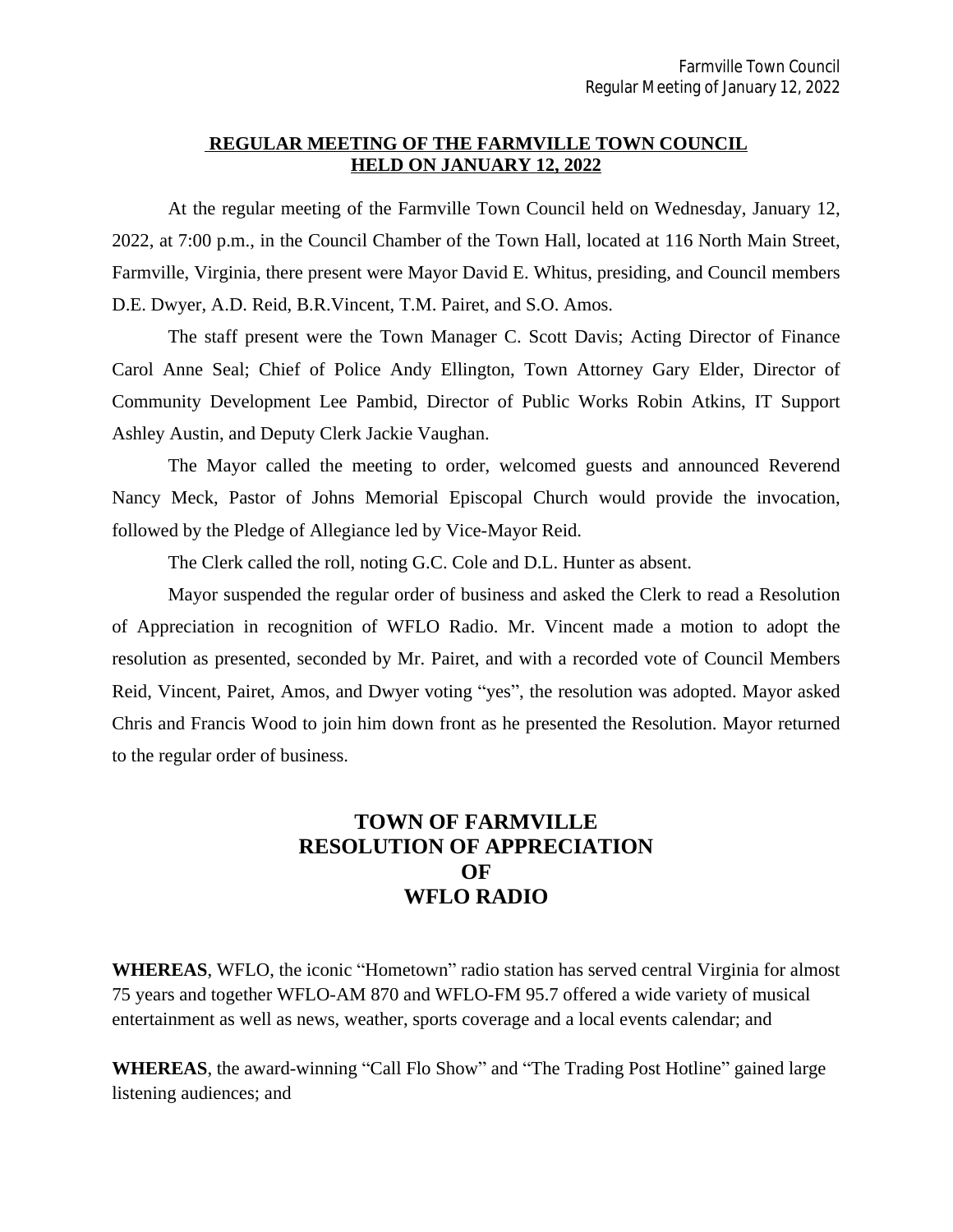## REGULAR MEETING OF THE FARMVILLE TOWN COUNCIL HELD ON JANUARY 12, 2022

At the regular meeting of the Farmville Town Council held on Wednesday, January 12, 2022, at 7:00 p.m., in the Council Chamber of the Town Hall, located at 116 North Main Street, Farmville, Virginia, there present were Mayor David E. Whitus, presiding, and Council members D.E. Dwyer, A.D. Reid, B.R.Vincent, T.M. Pairet, and S.O. Amos.

The staff present were the Town Manager C. Scott Davis; Acting Director of Finance Carol Anne Seal; Chief of Police Andy Ellington, Town Attorney Gary Elder, Director of Community Development Lee Pambid, Director of Public Works Robin Atkins, IT Support Ashley Austin, and Deputy Clerk Jackie Vaughan.

The Mayor called the meeting to order, welcomed guests and announced Reverend Nancy Meck, Pastor of Johns Memorial Episcopal Church would provide the invocation, followed by the Pledge of Allegiance led by Vice-Mayor Reid.

The Clerk called the roll, noting G.C. Cole and D.L. Hunter as absent.

Mayor suspended the regular order of business and asked the Clerk to read a Resolution of Appreciation in recognition of WFLO Radio. Mr. Vincent made a motion to adopt the resolution as presented, seconded by Mr. Pairet, and with a recorded vote of Council Members Reid, Vincent, Pairet, Amos, and Dwyer voting "yes", the resolution was adopted. Mayor asked Chris and Francis Wood to join him down front as he presented the Resolution. Mayor returned to the regular order of business.

## TOWN OF FARMVILLE RESOLUTION OF APPRECIATION OF WFLO RADIO

**WHEREAS**, WFLO, the iconic "Hometown" radio station has served central Virginia for almost 75 years and together WFLO-AM 870 and WFLO-FM 95.7 offered a wide variety of musical entertainment as well as news, weather, sports coverage and a local events calendar; and

**WHEREAS**, the award-winning "Call Flo Show" and "The Trading Post Hotline" gained large listening audiences; and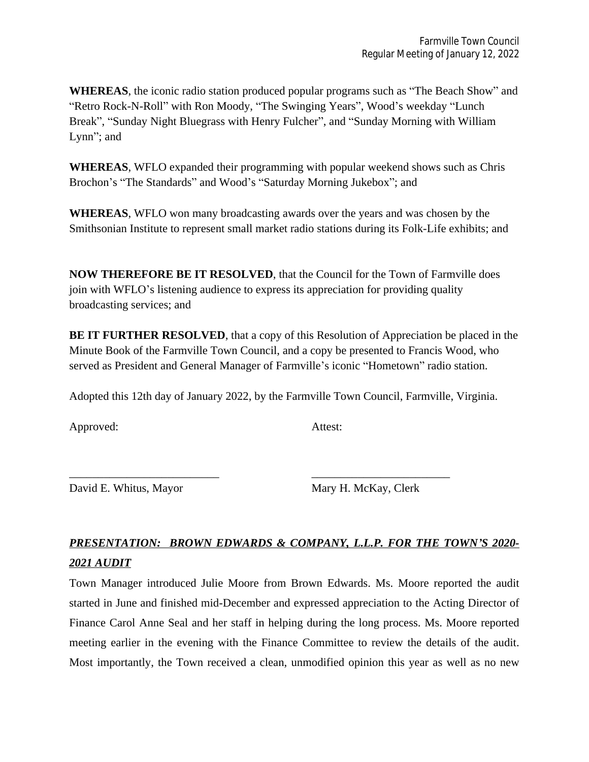**WHEREAS**, the iconic radio station produced popular programs such as "The Beach Show" and "Retro Rock-N-Roll" with Ron Moody, "The Swinging Years", Wood's weekday "Lunch Break", "Sunday Night Bluegrass with Henry Fulcher", and "Sunday Morning with William Lynn"; and

**WHEREAS**, WFLO expanded their programming with popular weekend shows such as Chris Brochon's "The Standards" and Wood's "Saturday Morning Jukebox"; and

**WHEREAS**, WFLO won many broadcasting awards over the years and was chosen by the Smithsonian Institute to represent small market radio stations during its Folk-Life exhibits; and

**NOW THEREFORE BE IT RESOLVED**, that the Council for the Town of Farmville does join with WFLO's listening audience to express its appreciation for providing quality broadcasting services; and

**BE IT FURTHER RESOLVED**, that a copy of this Resolution of Appreciation be placed in the Minute Book of the Farmville Town Council, and a copy be presented to Francis Wood, who served as President and General Manager of Farmville's iconic "Hometown" radio station.

Adopted this 12th day of January 2022, by the Farmville Town Council, Farmville, Virginia.

Approved: Attest:

\_\_\_\_\_\_\_\_\_\_\_\_\_\_\_\_\_\_\_\_\_\_\_\_\_\_ \_\_\_\_\_\_\_\_\_\_\_\_\_\_\_\_\_\_\_\_\_\_\_\_

David E. Whitus, Mayor Mary H. McKay, Clerk

***PRESENTATION: BROWN EDWARDS & COMPANY, L.L.P. FOR THE TOWN'S 2020-2021 AUDIT***

Town Manager introduced Julie Moore from Brown Edwards. Ms. Moore reported the audit started in June and finished mid-December and expressed appreciation to the Acting Director of Finance Carol Anne Seal and her staff in helping during the long process. Ms. Moore reported meeting earlier in the evening with the Finance Committee to review the details of the audit. Most importantly, the Town received a clean, unmodified opinion this year as well as no new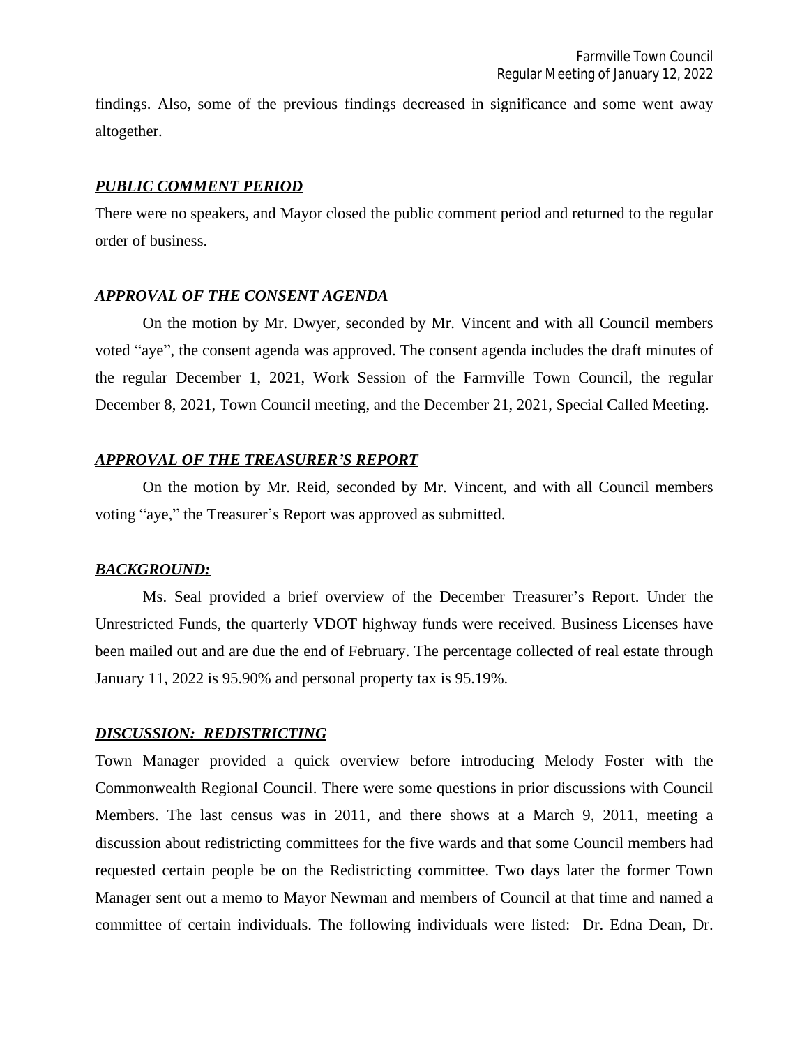findings. Also, some of the previous findings decreased in significance and some went away altogether.

***PUBLIC COMMENT PERIOD***

There were no speakers, and Mayor closed the public comment period and returned to the regular order of business.

***APPROVAL OF THE CONSENT AGENDA***

On the motion by Mr. Dwyer, seconded by Mr. Vincent and with all Council members voted "aye", the consent agenda was approved. The consent agenda includes the draft minutes of the regular December 1, 2021, Work Session of the Farmville Town Council, the regular December 8, 2021, Town Council meeting, and the December 21, 2021, Special Called Meeting.

***APPROVAL OF THE TREASURER'S REPORT***

On the motion by Mr. Reid, seconded by Mr. Vincent, and with all Council members voting "aye," the Treasurer's Report was approved as submitted.

***BACKGROUND:***

Ms. Seal provided a brief overview of the December Treasurer's Report. Under the Unrestricted Funds, the quarterly VDOT highway funds were received. Business Licenses have been mailed out and are due the end of February. The percentage collected of real estate through January 11, 2022 is 95.90% and personal property tax is 95.19%.

***DISCUSSION: REDISTRICTING***

Town Manager provided a quick overview before introducing Melody Foster with the Commonwealth Regional Council. There were some questions in prior discussions with Council Members. The last census was in 2011, and there shows at a March 9, 2011, meeting a discussion about redistricting committees for the five wards and that some Council members had requested certain people be on the Redistricting committee. Two days later the former Town Manager sent out a memo to Mayor Newman and members of Council at that time and named a committee of certain individuals. The following individuals were listed: Dr. Edna Dean, Dr.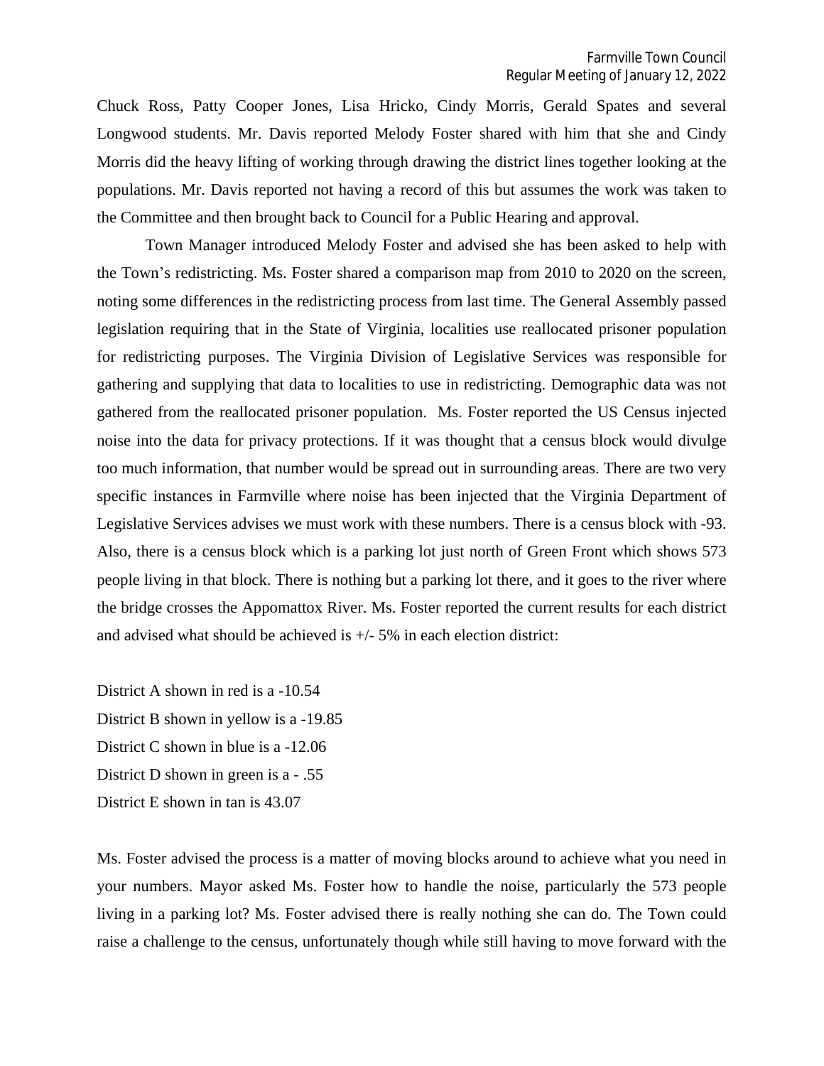Chuck Ross, Patty Cooper Jones, Lisa Hricko, Cindy Morris, Gerald Spates and several Longwood students. Mr. Davis reported Melody Foster shared with him that she and Cindy Morris did the heavy lifting of working through drawing the district lines together looking at the populations. Mr. Davis reported not having a record of this but assumes the work was taken to the Committee and then brought back to Council for a Public Hearing and approval.

Town Manager introduced Melody Foster and advised she has been asked to help with the Town's redistricting. Ms. Foster shared a comparison map from 2010 to 2020 on the screen, noting some differences in the redistricting process from last time. The General Assembly passed legislation requiring that in the State of Virginia, localities use reallocated prisoner population for redistricting purposes. The Virginia Division of Legislative Services was responsible for gathering and supplying that data to localities to use in redistricting. Demographic data was not gathered from the reallocated prisoner population. Ms. Foster reported the US Census injected noise into the data for privacy protections. If it was thought that a census block would divulge too much information, that number would be spread out in surrounding areas. There are two very specific instances in Farmville where noise has been injected that the Virginia Department of Legislative Services advises we must work with these numbers. There is a census block with -93. Also, there is a census block which is a parking lot just north of Green Front which shows 573 people living in that block. There is nothing but a parking lot there, and it goes to the river where the bridge crosses the Appomattox River. Ms. Foster reported the current results for each district and advised what should be achieved is +/- 5% in each election district:

District A shown in red is a -10.54
District B shown in yellow is a -19.85
District C shown in blue is a -12.06
District D shown in green is a - .55
District E shown in tan is 43.07

Ms. Foster advised the process is a matter of moving blocks around to achieve what you need in your numbers. Mayor asked Ms. Foster how to handle the noise, particularly the 573 people living in a parking lot? Ms. Foster advised there is really nothing she can do. The Town could raise a challenge to the census, unfortunately though while still having to move forward with the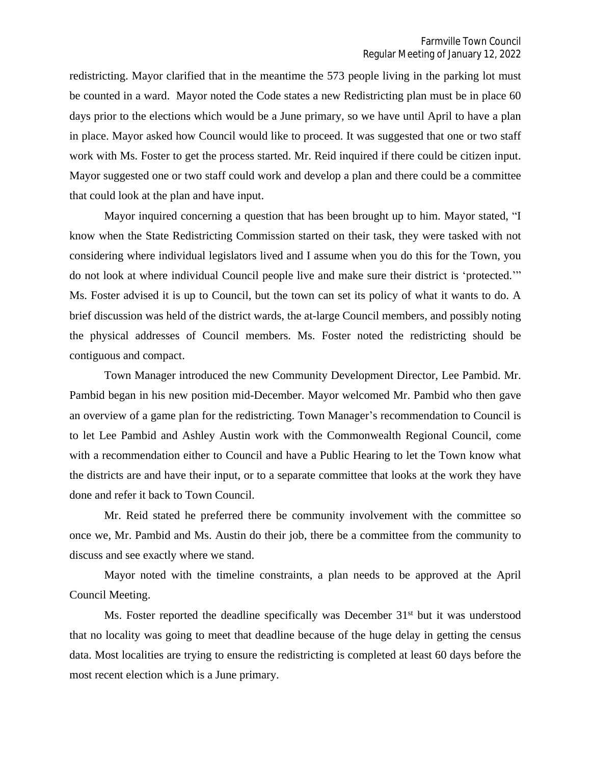redistricting. Mayor clarified that in the meantime the 573 people living in the parking lot must be counted in a ward. Mayor noted the Code states a new Redistricting plan must be in place 60 days prior to the elections which would be a June primary, so we have until April to have a plan in place. Mayor asked how Council would like to proceed. It was suggested that one or two staff work with Ms. Foster to get the process started. Mr. Reid inquired if there could be citizen input. Mayor suggested one or two staff could work and develop a plan and there could be a committee that could look at the plan and have input.

Mayor inquired concerning a question that has been brought up to him. Mayor stated, "I know when the State Redistricting Commission started on their task, they were tasked with not considering where individual legislators lived and I assume when you do this for the Town, you do not look at where individual Council people live and make sure their district is 'protected.'" Ms. Foster advised it is up to Council, but the town can set its policy of what it wants to do. A brief discussion was held of the district wards, the at-large Council members, and possibly noting the physical addresses of Council members. Ms. Foster noted the redistricting should be contiguous and compact.

Town Manager introduced the new Community Development Director, Lee Pambid. Mr. Pambid began in his new position mid-December. Mayor welcomed Mr. Pambid who then gave an overview of a game plan for the redistricting. Town Manager's recommendation to Council is to let Lee Pambid and Ashley Austin work with the Commonwealth Regional Council, come with a recommendation either to Council and have a Public Hearing to let the Town know what the districts are and have their input, or to a separate committee that looks at the work they have done and refer it back to Town Council.

Mr. Reid stated he preferred there be community involvement with the committee so once we, Mr. Pambid and Ms. Austin do their job, there be a committee from the community to discuss and see exactly where we stand.

Mayor noted with the timeline constraints, a plan needs to be approved at the April Council Meeting.

Ms. Foster reported the deadline specifically was December 31st but it was understood that no locality was going to meet that deadline because of the huge delay in getting the census data. Most localities are trying to ensure the redistricting is completed at least 60 days before the most recent election which is a June primary.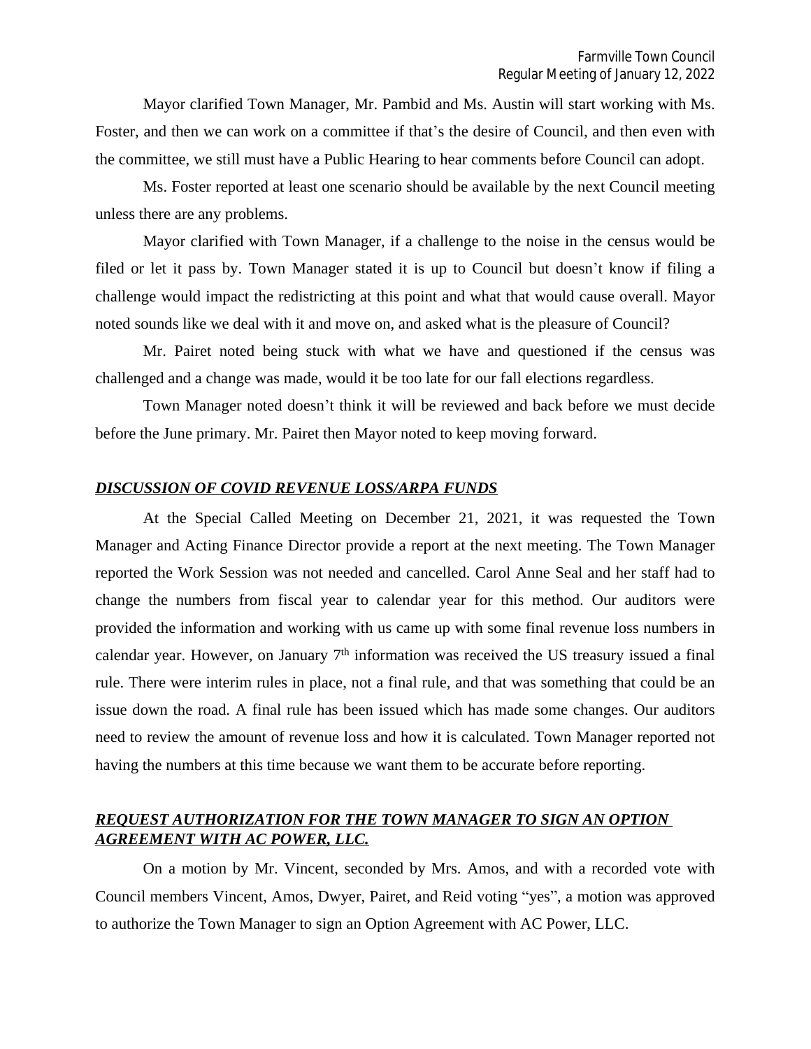Mayor clarified Town Manager, Mr. Pambid and Ms. Austin will start working with Ms. Foster, and then we can work on a committee if that's the desire of Council, and then even with the committee, we still must have a Public Hearing to hear comments before Council can adopt.

Ms. Foster reported at least one scenario should be available by the next Council meeting unless there are any problems.

Mayor clarified with Town Manager, if a challenge to the noise in the census would be filed or let it pass by. Town Manager stated it is up to Council but doesn't know if filing a challenge would impact the redistricting at this point and what that would cause overall. Mayor noted sounds like we deal with it and move on, and asked what is the pleasure of Council?

Mr. Pairet noted being stuck with what we have and questioned if the census was challenged and a change was made, would it be too late for our fall elections regardless.

Town Manager noted doesn't think it will be reviewed and back before we must decide before the June primary. Mr. Pairet then Mayor noted to keep moving forward.

## ***DISCUSSION OF COVID REVENUE LOSS/ARPA FUNDS***

At the Special Called Meeting on December 21, 2021, it was requested the Town Manager and Acting Finance Director provide a report at the next meeting. The Town Manager reported the Work Session was not needed and cancelled. Carol Anne Seal and her staff had to change the numbers from fiscal year to calendar year for this method. Our auditors were provided the information and working with us came up with some final revenue loss numbers in calendar year. However, on January 7th information was received the US treasury issued a final rule. There were interim rules in place, not a final rule, and that was something that could be an issue down the road. A final rule has been issued which has made some changes. Our auditors need to review the amount of revenue loss and how it is calculated. Town Manager reported not having the numbers at this time because we want them to be accurate before reporting.

## ***REQUEST AUTHORIZATION FOR THE TOWN MANAGER TO SIGN AN OPTION AGREEMENT WITH AC POWER, LLC.***

On a motion by Mr. Vincent, seconded by Mrs. Amos, and with a recorded vote with Council members Vincent, Amos, Dwyer, Pairet, and Reid voting "yes", a motion was approved to authorize the Town Manager to sign an Option Agreement with AC Power, LLC.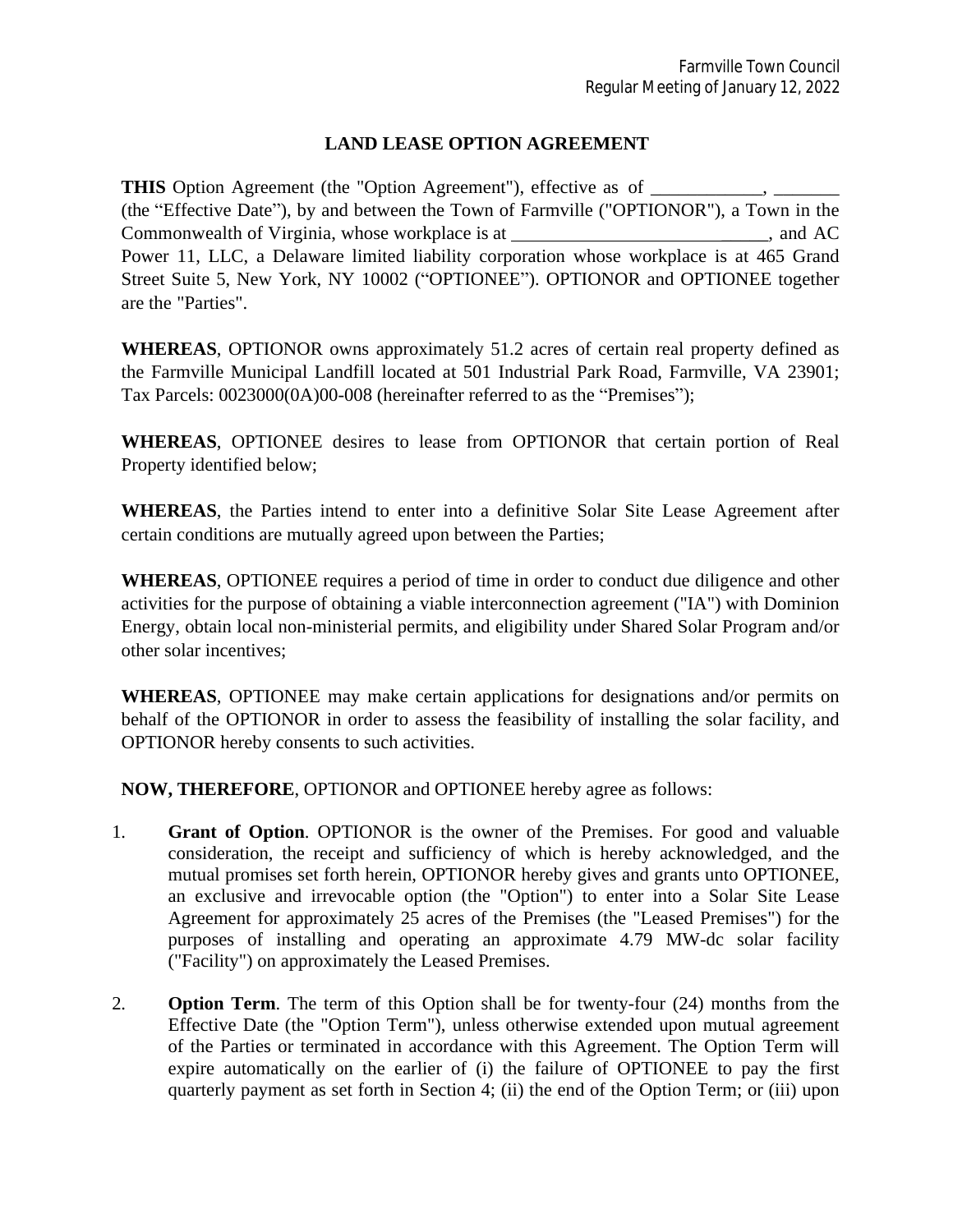# LAND LEASE OPTION AGREEMENT

**THIS** Option Agreement (the "Option Agreement"), effective as of ____________, _______ (the "Effective Date"), by and between the Town of Farmville ("OPTIONOR"), a Town in the Commonwealth of Virginia, whose workplace is at ___________________________, and AC Power 11, LLC, a Delaware limited liability corporation whose workplace is at 465 Grand Street Suite 5, New York, NY 10002 ("OPTIONEE"). OPTIONOR and OPTIONEE together are the "Parties".

**WHEREAS**, OPTIONOR owns approximately 51.2 acres of certain real property defined as the Farmville Municipal Landfill located at 501 Industrial Park Road, Farmville, VA 23901; Tax Parcels: 0023000(0A)00-008 (hereinafter referred to as the "Premises");

**WHEREAS**, OPTIONEE desires to lease from OPTIONOR that certain portion of Real Property identified below;

**WHEREAS**, the Parties intend to enter into a definitive Solar Site Lease Agreement after certain conditions are mutually agreed upon between the Parties;

**WHEREAS**, OPTIONEE requires a period of time in order to conduct due diligence and other activities for the purpose of obtaining a viable interconnection agreement ("IA") with Dominion Energy, obtain local non-ministerial permits, and eligibility under Shared Solar Program and/or other solar incentives;

**WHEREAS**, OPTIONEE may make certain applications for designations and/or permits on behalf of the OPTIONOR in order to assess the feasibility of installing the solar facility, and OPTIONOR hereby consents to such activities.

**NOW, THEREFORE**, OPTIONOR and OPTIONEE hereby agree as follows:

1. **Grant of Option**. OPTIONOR is the owner of the Premises. For good and valuable consideration, the receipt and sufficiency of which is hereby acknowledged, and the mutual promises set forth herein, OPTIONOR hereby gives and grants unto OPTIONEE, an exclusive and irrevocable option (the "Option") to enter into a Solar Site Lease Agreement for approximately 25 acres of the Premises (the "Leased Premises") for the purposes of installing and operating an approximate 4.79 MW-dc solar facility ("Facility") on approximately the Leased Premises.

2. **Option Term**. The term of this Option shall be for twenty-four (24) months from the Effective Date (the "Option Term"), unless otherwise extended upon mutual agreement of the Parties or terminated in accordance with this Agreement. The Option Term will expire automatically on the earlier of (i) the failure of OPTIONEE to pay the first quarterly payment as set forth in Section 4; (ii) the end of the Option Term; or (iii) upon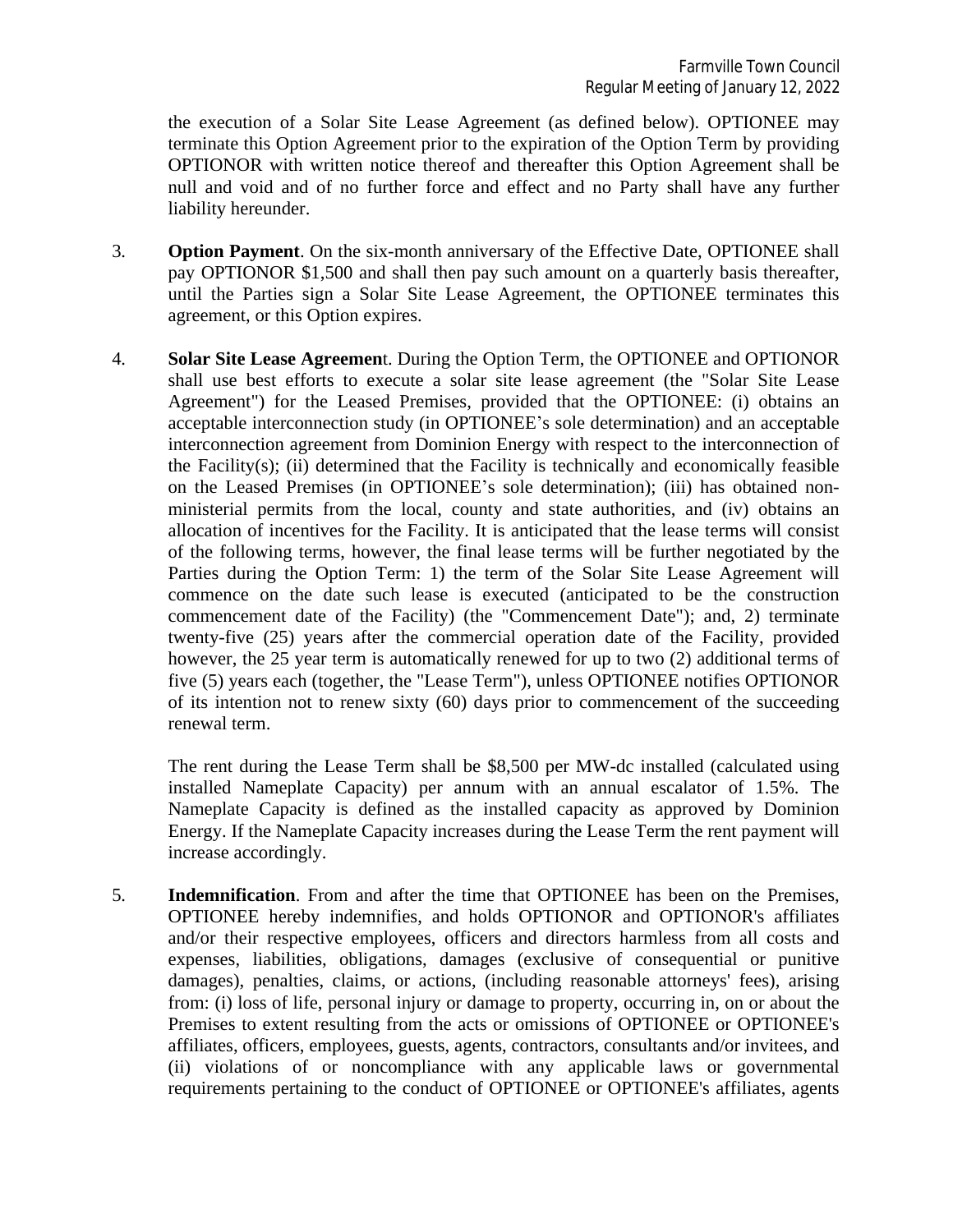the execution of a Solar Site Lease Agreement (as defined below). OPTIONEE may terminate this Option Agreement prior to the expiration of the Option Term by providing OPTIONOR with written notice thereof and thereafter this Option Agreement shall be null and void and of no further force and effect and no Party shall have any further liability hereunder.

3. **Option Payment**. On the six-month anniversary of the Effective Date, OPTIONEE shall pay OPTIONOR $1,500 and shall then pay such amount on a quarterly basis thereafter, until the Parties sign a Solar Site Lease Agreement, the OPTIONEE terminates this agreement, or this Option expires.

4. **Solar Site Lease Agreemen**t. During the Option Term, the OPTIONEE and OPTIONOR shall use best efforts to execute a solar site lease agreement (the "Solar Site Lease Agreement") for the Leased Premises, provided that the OPTIONEE: (i) obtains an acceptable interconnection study (in OPTIONEE's sole determination) and an acceptable interconnection agreement from Dominion Energy with respect to the interconnection of the Facility(s); (ii) determined that the Facility is technically and economically feasible on the Leased Premises (in OPTIONEE's sole determination); (iii) has obtained non-ministerial permits from the local, county and state authorities, and (iv) obtains an allocation of incentives for the Facility. It is anticipated that the lease terms will consist of the following terms, however, the final lease terms will be further negotiated by the Parties during the Option Term: 1) the term of the Solar Site Lease Agreement will commence on the date such lease is executed (anticipated to be the construction commencement date of the Facility) (the "Commencement Date"); and, 2) terminate twenty-five (25) years after the commercial operation date of the Facility, provided however, the 25 year term is automatically renewed for up to two (2) additional terms of five (5) years each (together, the "Lease Term"), unless OPTIONEE notifies OPTIONOR of its intention not to renew sixty (60) days prior to commencement of the succeeding renewal term.

   The rent during the Lease Term shall be $8,500 per MW-dc installed (calculated using installed Nameplate Capacity) per annum with an annual escalator of 1.5%. The Nameplate Capacity is defined as the installed capacity as approved by Dominion Energy. If the Nameplate Capacity increases during the Lease Term the rent payment will increase accordingly.

5. **Indemnification**. From and after the time that OPTIONEE has been on the Premises, OPTIONEE hereby indemnifies, and holds OPTIONOR and OPTIONOR's affiliates and/or their respective employees, officers and directors harmless from all costs and expenses, liabilities, obligations, damages (exclusive of consequential or punitive damages), penalties, claims, or actions, (including reasonable attorneys' fees), arising from: (i) loss of life, personal injury or damage to property, occurring in, on or about the Premises to extent resulting from the acts or omissions of OPTIONEE or OPTIONEE's affiliates, officers, employees, guests, agents, contractors, consultants and/or invitees, and (ii) violations of or noncompliance with any applicable laws or governmental requirements pertaining to the conduct of OPTIONEE or OPTIONEE's affiliates, agents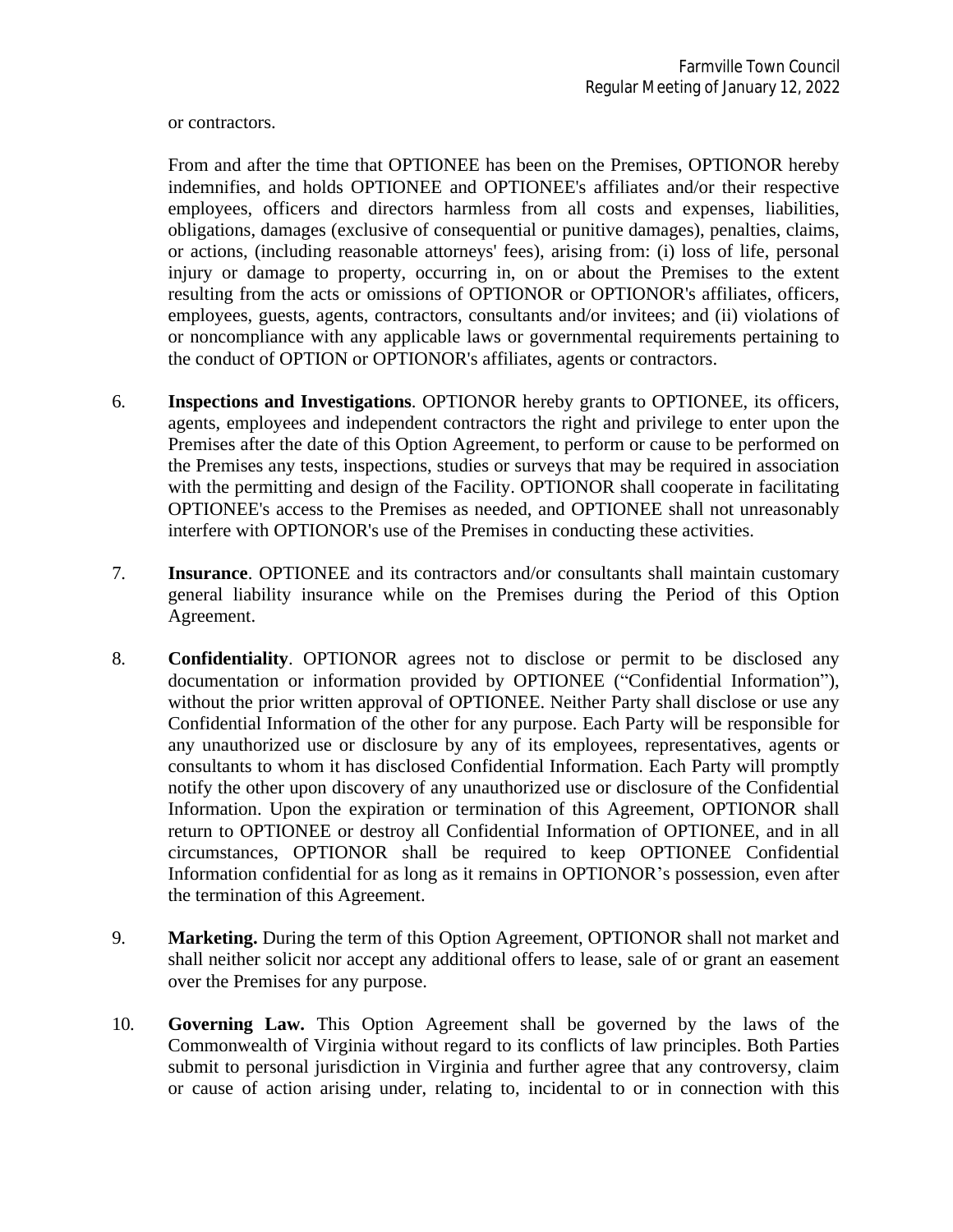or contractors.

From and after the time that OPTIONEE has been on the Premises, OPTIONOR hereby indemnifies, and holds OPTIONEE and OPTIONEE's affiliates and/or their respective employees, officers and directors harmless from all costs and expenses, liabilities, obligations, damages (exclusive of consequential or punitive damages), penalties, claims, or actions, (including reasonable attorneys' fees), arising from: (i) loss of life, personal injury or damage to property, occurring in, on or about the Premises to the extent resulting from the acts or omissions of OPTIONOR or OPTIONOR's affiliates, officers, employees, guests, agents, contractors, consultants and/or invitees; and (ii) violations of or noncompliance with any applicable laws or governmental requirements pertaining to the conduct of OPTION or OPTIONOR's affiliates, agents or contractors.

6. **Inspections and Investigations**. OPTIONOR hereby grants to OPTIONEE, its officers, agents, employees and independent contractors the right and privilege to enter upon the Premises after the date of this Option Agreement, to perform or cause to be performed on the Premises any tests, inspections, studies or surveys that may be required in association with the permitting and design of the Facility. OPTIONOR shall cooperate in facilitating OPTIONEE's access to the Premises as needed, and OPTIONEE shall not unreasonably interfere with OPTIONOR's use of the Premises in conducting these activities.

7. **Insurance**. OPTIONEE and its contractors and/or consultants shall maintain customary general liability insurance while on the Premises during the Period of this Option Agreement.

8. **Confidentiality**. OPTIONOR agrees not to disclose or permit to be disclosed any documentation or information provided by OPTIONEE ("Confidential Information"), without the prior written approval of OPTIONEE. Neither Party shall disclose or use any Confidential Information of the other for any purpose. Each Party will be responsible for any unauthorized use or disclosure by any of its employees, representatives, agents or consultants to whom it has disclosed Confidential Information. Each Party will promptly notify the other upon discovery of any unauthorized use or disclosure of the Confidential Information. Upon the expiration or termination of this Agreement, OPTIONOR shall return to OPTIONEE or destroy all Confidential Information of OPTIONEE, and in all circumstances, OPTIONOR shall be required to keep OPTIONEE Confidential Information confidential for as long as it remains in OPTIONOR's possession, even after the termination of this Agreement.

9. **Marketing.** During the term of this Option Agreement, OPTIONOR shall not market and shall neither solicit nor accept any additional offers to lease, sale of or grant an easement over the Premises for any purpose.

10. **Governing Law.** This Option Agreement shall be governed by the laws of the Commonwealth of Virginia without regard to its conflicts of law principles. Both Parties submit to personal jurisdiction in Virginia and further agree that any controversy, claim or cause of action arising under, relating to, incidental to or in connection with this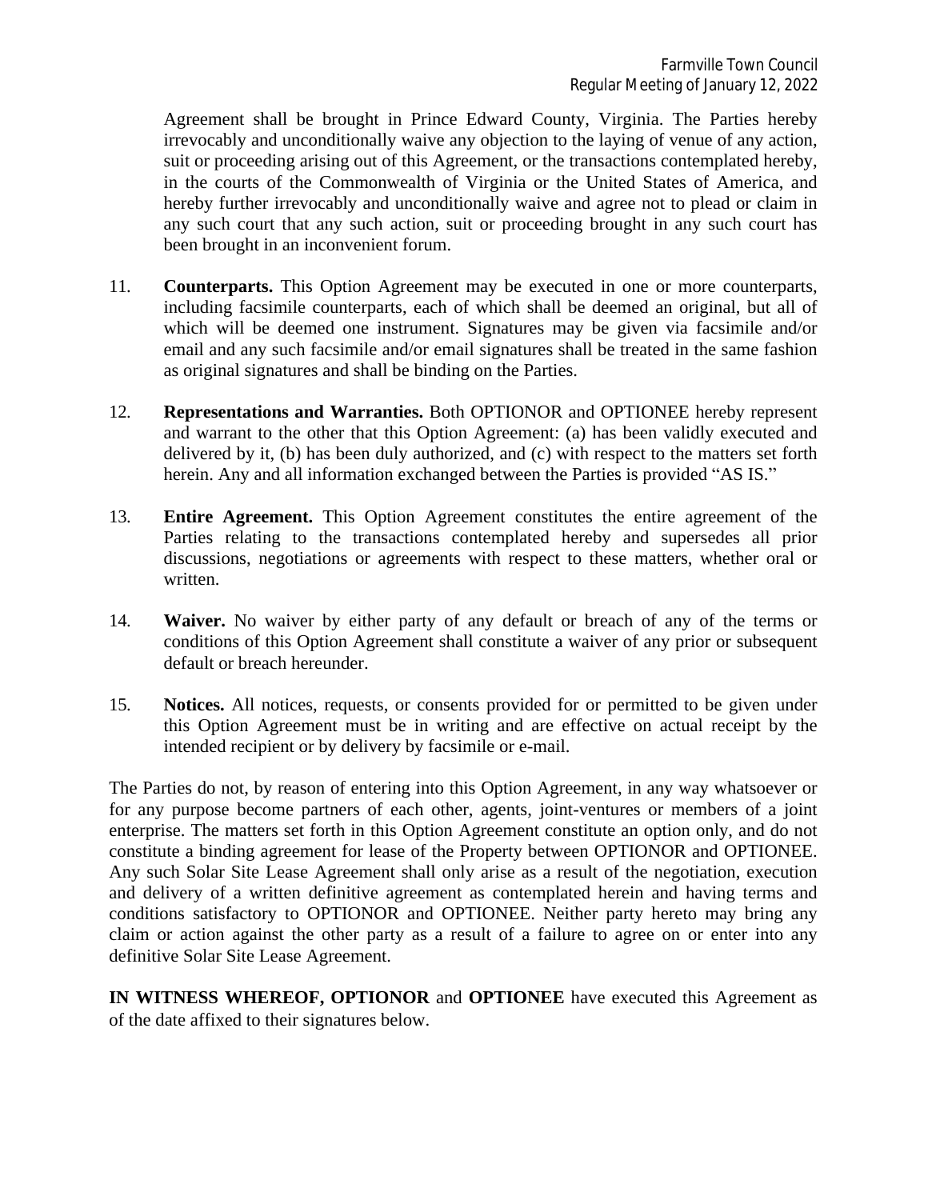Agreement shall be brought in Prince Edward County, Virginia. The Parties hereby irrevocably and unconditionally waive any objection to the laying of venue of any action, suit or proceeding arising out of this Agreement, or the transactions contemplated hereby, in the courts of the Commonwealth of Virginia or the United States of America, and hereby further irrevocably and unconditionally waive and agree not to plead or claim in any such court that any such action, suit or proceeding brought in any such court has been brought in an inconvenient forum.

11. **Counterparts.** This Option Agreement may be executed in one or more counterparts, including facsimile counterparts, each of which shall be deemed an original, but all of which will be deemed one instrument. Signatures may be given via facsimile and/or email and any such facsimile and/or email signatures shall be treated in the same fashion as original signatures and shall be binding on the Parties.

12. **Representations and Warranties.** Both OPTIONOR and OPTIONEE hereby represent and warrant to the other that this Option Agreement: (a) has been validly executed and delivered by it, (b) has been duly authorized, and (c) with respect to the matters set forth herein. Any and all information exchanged between the Parties is provided "AS IS."

13. **Entire Agreement.** This Option Agreement constitutes the entire agreement of the Parties relating to the transactions contemplated hereby and supersedes all prior discussions, negotiations or agreements with respect to these matters, whether oral or written.

14. **Waiver.** No waiver by either party of any default or breach of any of the terms or conditions of this Option Agreement shall constitute a waiver of any prior or subsequent default or breach hereunder.

15. **Notices.** All notices, requests, or consents provided for or permitted to be given under this Option Agreement must be in writing and are effective on actual receipt by the intended recipient or by delivery by facsimile or e-mail.

The Parties do not, by reason of entering into this Option Agreement, in any way whatsoever or for any purpose become partners of each other, agents, joint-ventures or members of a joint enterprise. The matters set forth in this Option Agreement constitute an option only, and do not constitute a binding agreement for lease of the Property between OPTIONOR and OPTIONEE. Any such Solar Site Lease Agreement shall only arise as a result of the negotiation, execution and delivery of a written definitive agreement as contemplated herein and having terms and conditions satisfactory to OPTIONOR and OPTIONEE. Neither party hereto may bring any claim or action against the other party as a result of a failure to agree on or enter into any definitive Solar Site Lease Agreement.

**IN WITNESS WHEREOF, OPTIONOR** and **OPTIONEE** have executed this Agreement as of the date affixed to their signatures below.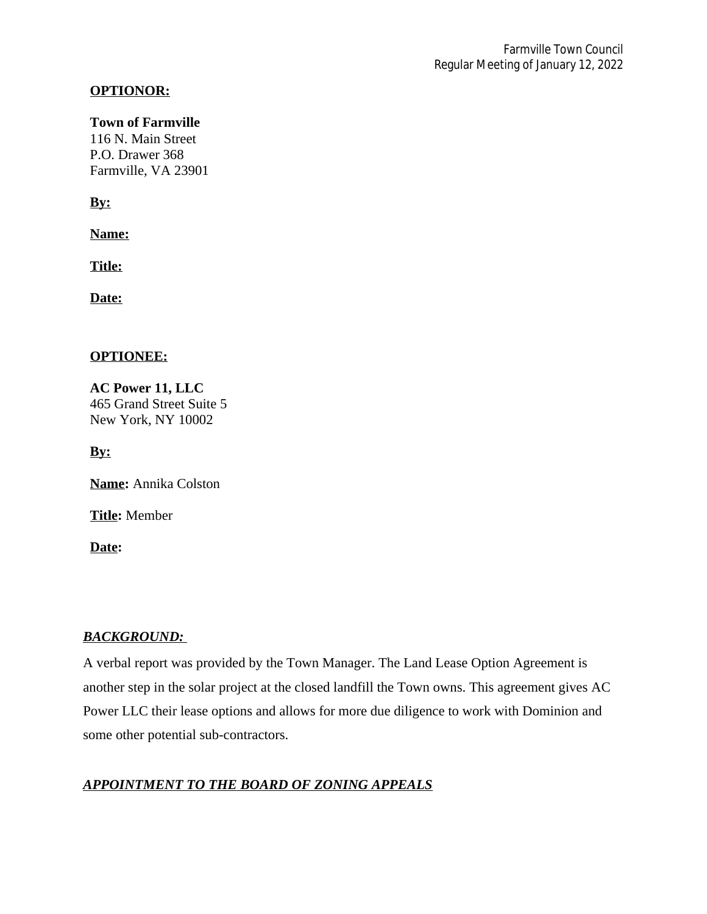**OPTIONOR:**

**Town of Farmville**
116 N. Main Street
P.O. Drawer 368
Farmville, VA 23901

**By:**

**Name:**

**Title:**

**Date:**

**OPTIONEE:**

**AC Power 11, LLC**
465 Grand Street Suite 5
New York, NY 10002

**By:**

**Name:** Annika Colston

**Title:** Member

**Date:**

***BACKGROUND:***

A verbal report was provided by the Town Manager. The Land Lease Option Agreement is another step in the solar project at the closed landfill the Town owns. This agreement gives AC Power LLC their lease options and allows for more due diligence to work with Dominion and some other potential sub-contractors.

***APPOINTMENT TO THE BOARD OF ZONING APPEALS***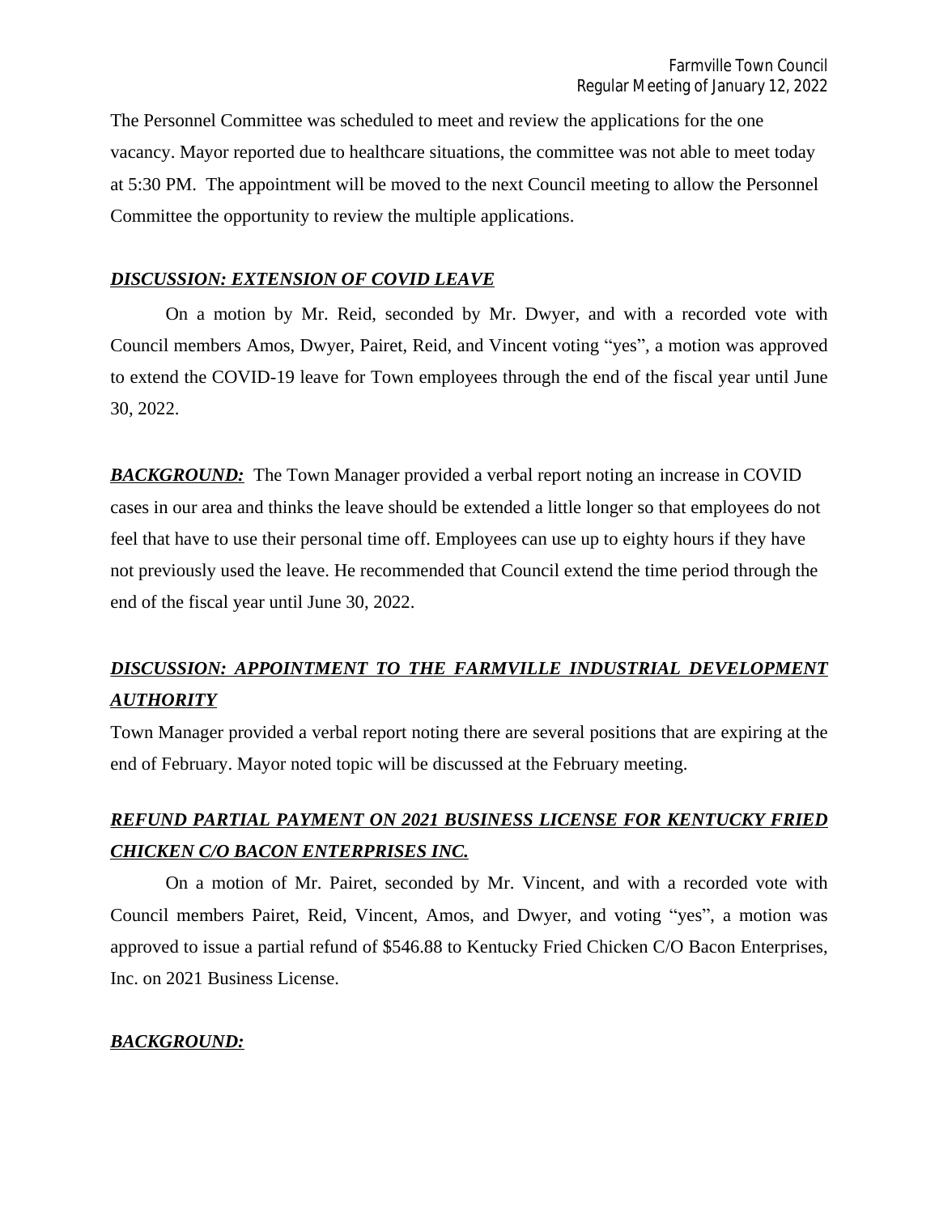The Personnel Committee was scheduled to meet and review the applications for the one vacancy. Mayor reported due to healthcare situations, the committee was not able to meet today at 5:30 PM. The appointment will be moved to the next Council meeting to allow the Personnel Committee the opportunity to review the multiple applications.

***DISCUSSION: EXTENSION OF COVID LEAVE***

On a motion by Mr. Reid, seconded by Mr. Dwyer, and with a recorded vote with Council members Amos, Dwyer, Pairet, Reid, and Vincent voting "yes", a motion was approved to extend the COVID-19 leave for Town employees through the end of the fiscal year until June 30, 2022.

***BACKGROUND:*** The Town Manager provided a verbal report noting an increase in COVID cases in our area and thinks the leave should be extended a little longer so that employees do not feel that have to use their personal time off. Employees can use up to eighty hours if they have not previously used the leave. He recommended that Council extend the time period through the end of the fiscal year until June 30, 2022.

***DISCUSSION: APPOINTMENT TO THE FARMVILLE INDUSTRIAL DEVELOPMENT AUTHORITY***

Town Manager provided a verbal report noting there are several positions that are expiring at the end of February. Mayor noted topic will be discussed at the February meeting.

***REFUND PARTIAL PAYMENT ON 2021 BUSINESS LICENSE FOR KENTUCKY FRIED CHICKEN C/O BACON ENTERPRISES INC.***

On a motion of Mr. Pairet, seconded by Mr. Vincent, and with a recorded vote with Council members Pairet, Reid, Vincent, Amos, and Dwyer, and voting "yes", a motion was approved to issue a partial refund of $546.88 to Kentucky Fried Chicken C/O Bacon Enterprises, Inc. on 2021 Business License.

***BACKGROUND:***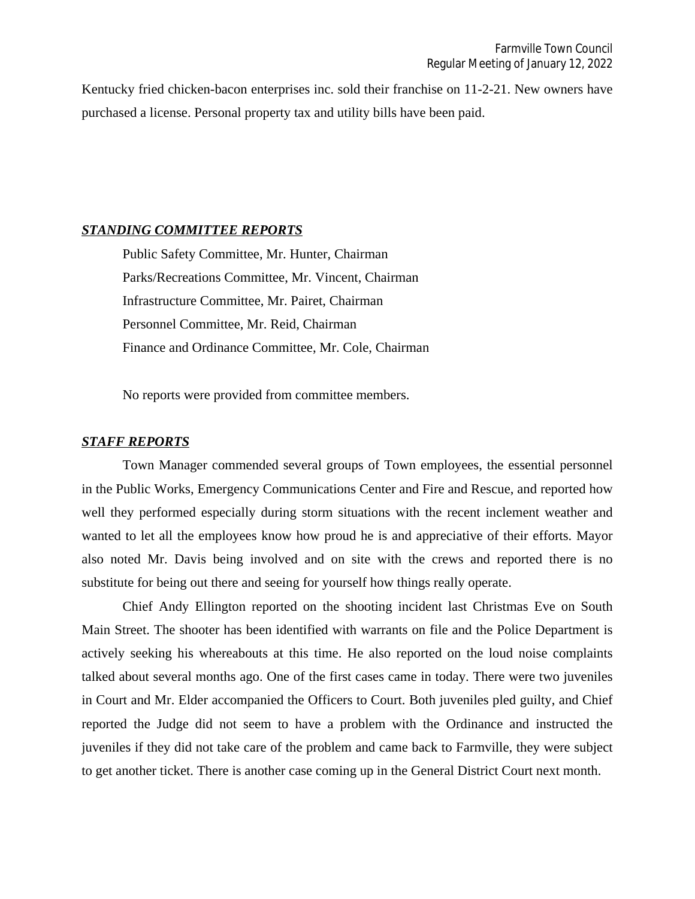Kentucky fried chicken-bacon enterprises inc. sold their franchise on 11-2-21. New owners have purchased a license. Personal property tax and utility bills have been paid.

***STANDING COMMITTEE REPORTS***

Public Safety Committee, Mr. Hunter, Chairman
Parks/Recreations Committee, Mr. Vincent, Chairman
Infrastructure Committee, Mr. Pairet, Chairman
Personnel Committee, Mr. Reid, Chairman
Finance and Ordinance Committee, Mr. Cole, Chairman

No reports were provided from committee members.

***STAFF REPORTS***

Town Manager commended several groups of Town employees, the essential personnel in the Public Works, Emergency Communications Center and Fire and Rescue, and reported how well they performed especially during storm situations with the recent inclement weather and wanted to let all the employees know how proud he is and appreciative of their efforts. Mayor also noted Mr. Davis being involved and on site with the crews and reported there is no substitute for being out there and seeing for yourself how things really operate.

Chief Andy Ellington reported on the shooting incident last Christmas Eve on South Main Street. The shooter has been identified with warrants on file and the Police Department is actively seeking his whereabouts at this time. He also reported on the loud noise complaints talked about several months ago. One of the first cases came in today. There were two juveniles in Court and Mr. Elder accompanied the Officers to Court. Both juveniles pled guilty, and Chief reported the Judge did not seem to have a problem with the Ordinance and instructed the juveniles if they did not take care of the problem and came back to Farmville, they were subject to get another ticket. There is another case coming up in the General District Court next month.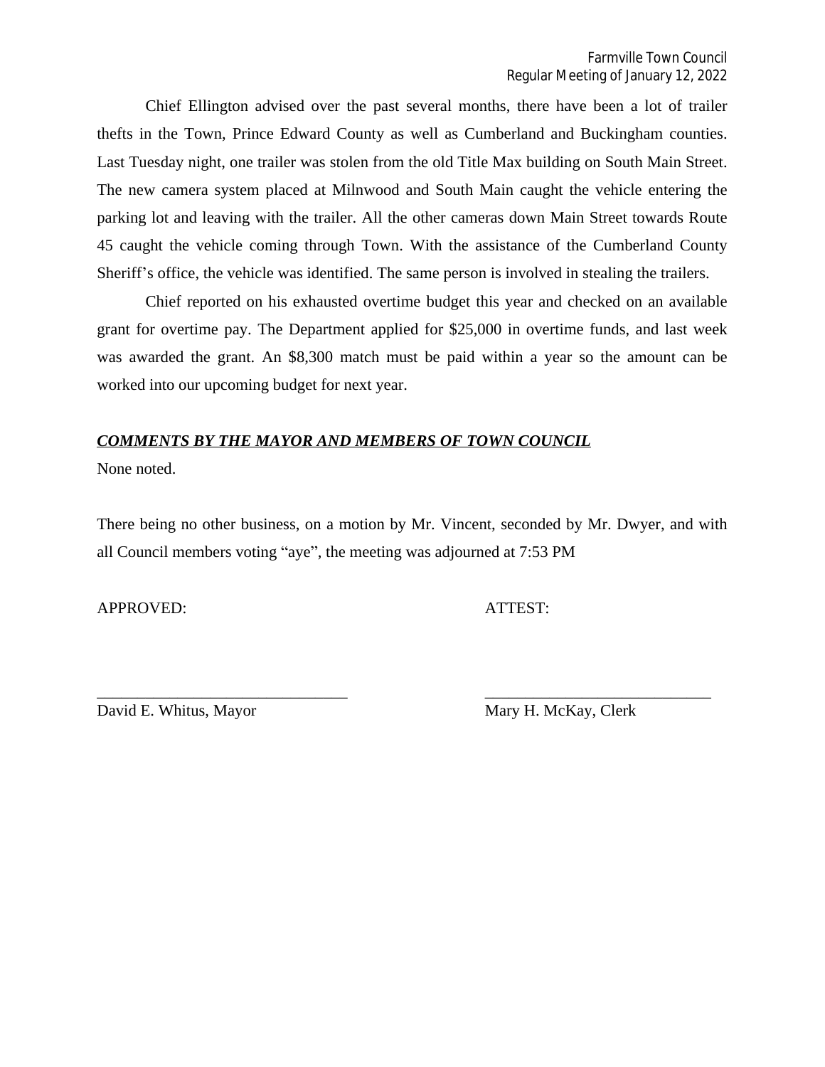Chief Ellington advised over the past several months, there have been a lot of trailer thefts in the Town, Prince Edward County as well as Cumberland and Buckingham counties. Last Tuesday night, one trailer was stolen from the old Title Max building on South Main Street. The new camera system placed at Milnwood and South Main caught the vehicle entering the parking lot and leaving with the trailer. All the other cameras down Main Street towards Route 45 caught the vehicle coming through Town. With the assistance of the Cumberland County Sheriff's office, the vehicle was identified. The same person is involved in stealing the trailers.

Chief reported on his exhausted overtime budget this year and checked on an available grant for overtime pay. The Department applied for $25,000 in overtime funds, and last week was awarded the grant. An $8,300 match must be paid within a year so the amount can be worked into our upcoming budget for next year.

***COMMENTS BY THE MAYOR AND MEMBERS OF TOWN COUNCIL***

None noted.

There being no other business, on a motion by Mr. Vincent, seconded by Mr. Dwyer, and with all Council members voting "aye", the meeting was adjourned at 7:53 PM

APPROVED: ATTEST:

_______________________________ ____________________________

David E. Whitus, Mayor Mary H. McKay, Clerk